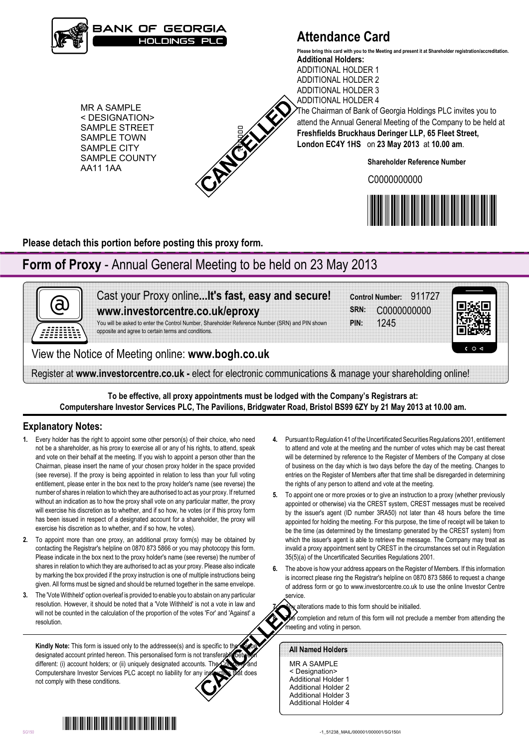BANK OF GEORGIA HOLDINGS PLC

# Attendance Card

Please bring this card with you to the Meeting and present it at Shareholder registration/accreditation.

**Additional Holders:**
ADDITIONAL HOLDER 1
ADDITIONAL HOLDER 2
ADDITIONAL HOLDER 3
ADDITIONAL HOLDER 4

MR A SAMPLE
< DESIGNATION>
SAMPLE STREET
SAMPLE TOWN
SAMPLE CITY
SAMPLE COUNTY
AA11 1AA

CANCELLED

The Chairman of Bank of Georgia Holdings PLC invites you to attend the Annual General Meeting of the Company to be held at **Freshfields Bruckhaus Deringer LLP, 65 Fleet Street, London EC4Y 1HS** on **23 May 2013** at **10.00 am**.

**Shareholder Reference Number**

C0000000000

**Please detach this portion before posting this proxy form.**

## **Form of Proxy** - Annual General Meeting to be held on 23 May 2013

Cast your Proxy online**...It's fast, easy and secure!**
**www.investorcentre.co.uk/eproxy**

You will be asked to enter the Control Number, Shareholder Reference Number (SRN) and PIN shown opposite and agree to certain terms and conditions.

**Control Number:** 911727
**SRN:** C0000000000
**PIN:** 1245

View the Notice of Meeting online: **www.bogh.co.uk**

Register at **www.investorcentre.co.uk -** elect for electronic communications & manage your shareholding online!

**To be effective, all proxy appointments must be lodged with the Company's Registrars at:**
**Computershare Investor Services PLC, The Pavilions, Bridgwater Road, Bristol BS99 6ZY by 21 May 2013 at 10.00 am.**

## Explanatory Notes:

1. Every holder has the right to appoint some other person(s) of their choice, who need not be a shareholder, as his proxy to exercise all or any of his rights, to attend, speak and vote on their behalf at the meeting. If you wish to appoint a person other than the Chairman, please insert the name of your chosen proxy holder in the space provided (see reverse). If the proxy is being appointed in relation to less than your full voting entitlement, please enter in the box next to the proxy holder's name (see reverse) the number of shares in relation to which they are authorised to act as your proxy. If returned without an indication as to how the proxy shall vote on any particular matter, the proxy will exercise his discretion as to whether, and if so how, he votes (or if this proxy form has been issued in respect of a designated account for a shareholder, the proxy will exercise his discretion as to whether, and if so how, he votes).
2. To appoint more than one proxy, an additional proxy form(s) may be obtained by contacting the Registrar's helpline on 0870 873 5866 or you may photocopy this form. Please indicate in the box next to the proxy holder's name (see reverse) the number of shares in relation to which they are authorised to act as your proxy. Please also indicate by marking the box provided if the proxy instruction is one of multiple instructions being given. All forms must be signed and should be returned together in the same envelope.
3. The 'Vote Withheld' option overleaf is provided to enable you to abstain on any particular resolution. However, it should be noted that a 'Vote Withheld' is not a vote in law and will not be counted in the calculation of the proportion of the votes 'For' and 'Against' a resolution.
4. Pursuant to Regulation 41 of the Uncertificated Securities Regulations 2001, entitlement to attend and vote at the meeting and the number of votes which may be cast thereat will be determined by reference to the Register of Members of the Company at close of business on the day which is two days before the day of the meeting. Changes to entries on the Register of Members after that time shall be disregarded in determining the rights of any person to attend and vote at the meeting.
5. To appoint one or more proxies or to give an instruction to a proxy (whether previously appointed or otherwise) via the CREST system, CREST messages must be received by the issuer's agent (ID number 3RA50) not later than 48 hours before the time appointed for holding the meeting. For this purpose, the time of receipt will be taken to be the time (as determined by the timestamp generated by the CREST system) from which the issuer's agent is able to retrieve the message. The Company may treat as invalid a proxy appointment sent by CREST in the circumstances set out in Regulation 35(5)(a) of the Uncertificated Securities Regulations 2001.
6. The above is how your address appears on the Register of Members. If this information is incorrect please ring the Registrar's helpline on 0870 873 5866 to request a change of address form or go to www.investorcentre.co.uk to use the online Investor Centre service.
7. Any alterations made to this form should be initialled.
8. The completion and return of this form will not preclude a member from attending the meeting and voting in person.

**Kindly Note:** This form is issued only to the addressee(s) and is specific to the unique designated account printed hereon. This personalised form is not transferable between different: (i) account holders; or (ii) uniquely designated accounts. The Company and Computershare Investor Services PLC accept no liability for any instruction that does not comply with these conditions.

CANCELLED

**All Named Holders**

MR A SAMPLE
< Designation>
Additional Holder 1
Additional Holder 2
Additional Holder 3
Additional Holder 4

SG150

-1_51238_MAIL/000001/000001/SG150/i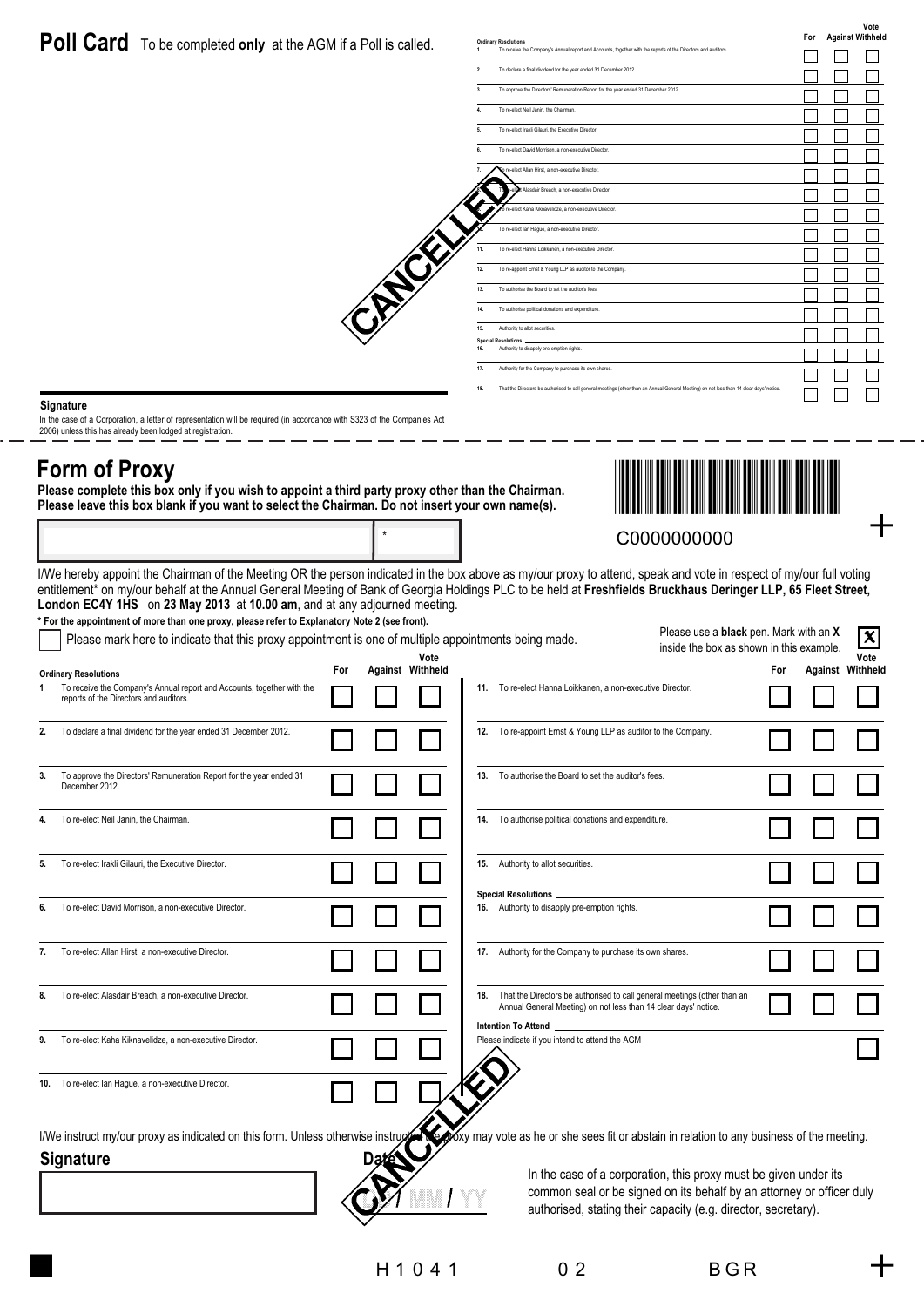## Poll Card To be completed **only** at the AGM if a Poll is called.

| Ordinary Resolutions | For | Against | Vote Withheld |
|---|---|---|---|
| 1 To receive the Company's Annual report and Accounts, together with the reports of the Directors and auditors. | ☐ | ☐ | ☐ |
| 2. To declare a final dividend for the year ended 31 December 2012. | ☐ | ☐ | ☐ |
| 3. To approve the Directors' Remuneration Report for the year ended 31 December 2012. | ☐ | ☐ | ☐ |
| 4. To re-elect Neil Janin, the Chairman. | ☐ | ☐ | ☐ |
| 5. To re-elect Irakli Gilauri, the Executive Director. | ☐ | ☐ | ☐ |
| 6. To re-elect David Morrison, a non-executive Director. | ☐ | ☐ | ☐ |
| 7. To re-elect Allan Hirst, a non-executive Director. | ☐ | ☐ | ☐ |
| 8. To re-elect Alasdair Breach, a non-executive Director. | ☐ | ☐ | ☐ |
| 9. To re-elect Kaha Kiknavelidze, a non-executive Director. | ☐ | ☐ | ☐ |
| 10. To re-elect Ian Hague, a non-executive Director. | ☐ | ☐ | ☐ |
| 11. To re-elect Hanna Loikkanen, a non-executive Director. | ☐ | ☐ | ☐ |
| 12. To re-appoint Ernst & Young LLP as auditor to the Company. | ☐ | ☐ | ☐ |
| 13. To authorise the Board to set the auditor's fees. | ☐ | ☐ | ☐ |
| 14. To authorise political donations and expenditure. | ☐ | ☐ | ☐ |
| 15. Authority to allot securities. | ☐ | ☐ | ☐ |
| **Special Resolutions** | | | |
| 16. Authority to disapply pre-emption rights. | ☐ | ☐ | ☐ |
| 17. Authority for the Company to purchase its own shares. | ☐ | ☐ | ☐ |
| 18. That the Directors be authorised to call general meetings (other than an Annual General Meeting) on not less than 14 clear days' notice. | ☐ | ☐ | ☐ |

CANCELLED

**Signature**

In the case of a Corporation, a letter of representation will be required (in accordance with S323 of the Companies Act 2006) unless this has already been lodged at registration.

## Form of Proxy

**Please complete this box only if you wish to appoint a third party proxy other than the Chairman.**
**Please leave this box blank if you want to select the Chairman. Do not insert your own name(s).**

C0000000000

I/We hereby appoint the Chairman of the Meeting OR the person indicated in the box above as my/our proxy to attend, speak and vote in respect of my/our full voting entitlement* on my/our behalf at the Annual General Meeting of Bank of Georgia Holdings PLC to be held at **Freshfields Bruckhaus Deringer LLP, 65 Fleet Street, London EC4Y 1HS** on **23 May 2013** at **10.00 am**, and at any adjourned meeting.

**\* For the appointment of more than one proxy, please refer to Explanatory Note 2 (see front).**

☐ Please mark here to indicate that this proxy appointment is one of multiple appointments being made.

Please use a **black** pen. Mark with an **X** inside the box as shown in this example. ☒

| Ordinary Resolutions | For | Against | Vote Withheld |
|---|---|---|---|
| 1 To receive the Company's Annual report and Accounts, together with the reports of the Directors and auditors. | ☐ | ☐ | ☐ |
| 2. To declare a final dividend for the year ended 31 December 2012. | ☐ | ☐ | ☐ |
| 3. To approve the Directors' Remuneration Report for the year ended 31 December 2012. | ☐ | ☐ | ☐ |
| 4. To re-elect Neil Janin, the Chairman. | ☐ | ☐ | ☐ |
| 5. To re-elect Irakli Gilauri, the Executive Director. | ☐ | ☐ | ☐ |
| 6. To re-elect David Morrison, a non-executive Director. | ☐ | ☐ | ☐ |
| 7. To re-elect Allan Hirst, a non-executive Director. | ☐ | ☐ | ☐ |
| 8. To re-elect Alasdair Breach, a non-executive Director. | ☐ | ☐ | ☐ |
| 9. To re-elect Kaha Kiknavelidze, a non-executive Director. | ☐ | ☐ | ☐ |
| 10. To re-elect Ian Hague, a non-executive Director. | ☐ | ☐ | ☐ |
| 11. To re-elect Hanna Loikkanen, a non-executive Director. | ☐ | ☐ | ☐ |
| 12. To re-appoint Ernst & Young LLP as auditor to the Company. | ☐ | ☐ | ☐ |
| 13. To authorise the Board to set the auditor's fees. | ☐ | ☐ | ☐ |
| 14. To authorise political donations and expenditure. | ☐ | ☐ | ☐ |
| 15. Authority to allot securities. | ☐ | ☐ | ☐ |
| **Special Resolutions** | | | |
| 16. Authority to disapply pre-emption rights. | ☐ | ☐ | ☐ |
| 17. Authority for the Company to purchase its own shares. | ☐ | ☐ | ☐ |
| 18. That the Directors be authorised to call general meetings (other than an Annual General Meeting) on not less than 14 clear days' notice. | ☐ | ☐ | ☐ |

**Intention To Attend**

Please indicate if you intend to attend the AGM ☐

CANCELLED

I/We instruct my/our proxy as indicated on this form. Unless otherwise instructed the proxy may vote as he or she sees fit or abstain in relation to any business of the meeting.

**Signature**

**Date**

DD / MM / YY

In the case of a corporation, this proxy must be given under its common seal or be signed on its behalf by an attorney or officer duly authorised, stating their capacity (e.g. director, secretary).

H1041 02 BGR